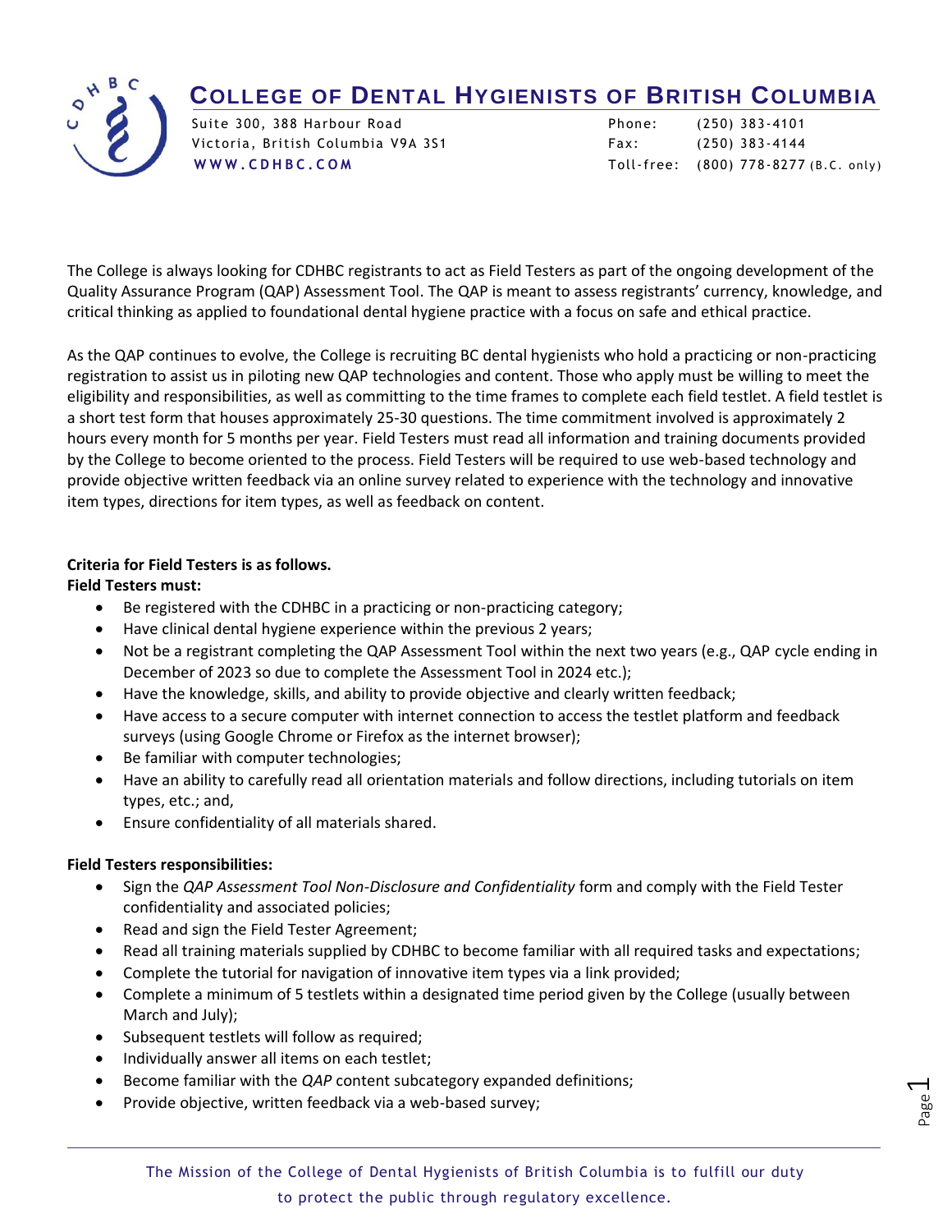# College of Dental Hygienists of British Columbia

Suite 300, 388 Harbour Road
Victoria, British Columbia V9A 3S1
WWW.CDHBC.COM

Phone: (250) 383-4101
Fax: (250) 383-4144
Toll-free: (800) 778-8277 (B.C. only)

The College is always looking for CDHBC registrants to act as Field Testers as part of the ongoing development of the Quality Assurance Program (QAP) Assessment Tool. The QAP is meant to assess registrants' currency, knowledge, and critical thinking as applied to foundational dental hygiene practice with a focus on safe and ethical practice.

As the QAP continues to evolve, the College is recruiting BC dental hygienists who hold a practicing or non-practicing registration to assist us in piloting new QAP technologies and content. Those who apply must be willing to meet the eligibility and responsibilities, as well as committing to the time frames to complete each field testlet. A field testlet is a short test form that houses approximately 25-30 questions. The time commitment involved is approximately 2 hours every month for 5 months per year. Field Testers must read all information and training documents provided by the College to become oriented to the process. Field Testers will be required to use web-based technology and provide objective written feedback via an online survey related to experience with the technology and innovative item types, directions for item types, as well as feedback on content.

**Criteria for Field Testers is as follows.**
**Field Testers must:**

- Be registered with the CDHBC in a practicing or non-practicing category;
- Have clinical dental hygiene experience within the previous 2 years;
- Not be a registrant completing the QAP Assessment Tool within the next two years (e.g., QAP cycle ending in December of 2023 so due to complete the Assessment Tool in 2024 etc.);
- Have the knowledge, skills, and ability to provide objective and clearly written feedback;
- Have access to a secure computer with internet connection to access the testlet platform and feedback surveys (using Google Chrome or Firefox as the internet browser);
- Be familiar with computer technologies;
- Have an ability to carefully read all orientation materials and follow directions, including tutorials on item types, etc.; and,
- Ensure confidentiality of all materials shared.

**Field Testers responsibilities:**

- Sign the *QAP Assessment Tool Non-Disclosure and Confidentiality* form and comply with the Field Tester confidentiality and associated policies;
- Read and sign the Field Tester Agreement;
- Read all training materials supplied by CDHBC to become familiar with all required tasks and expectations;
- Complete the tutorial for navigation of innovative item types via a link provided;
- Complete a minimum of 5 testlets within a designated time period given by the College (usually between March and July);
- Subsequent testlets will follow as required;
- Individually answer all items on each testlet;
- Become familiar with the *QAP* content subcategory expanded definitions;
- Provide objective, written feedback via a web-based survey;

The Mission of the College of Dental Hygienists of British Columbia is to fulfill our duty to protect the public through regulatory excellence.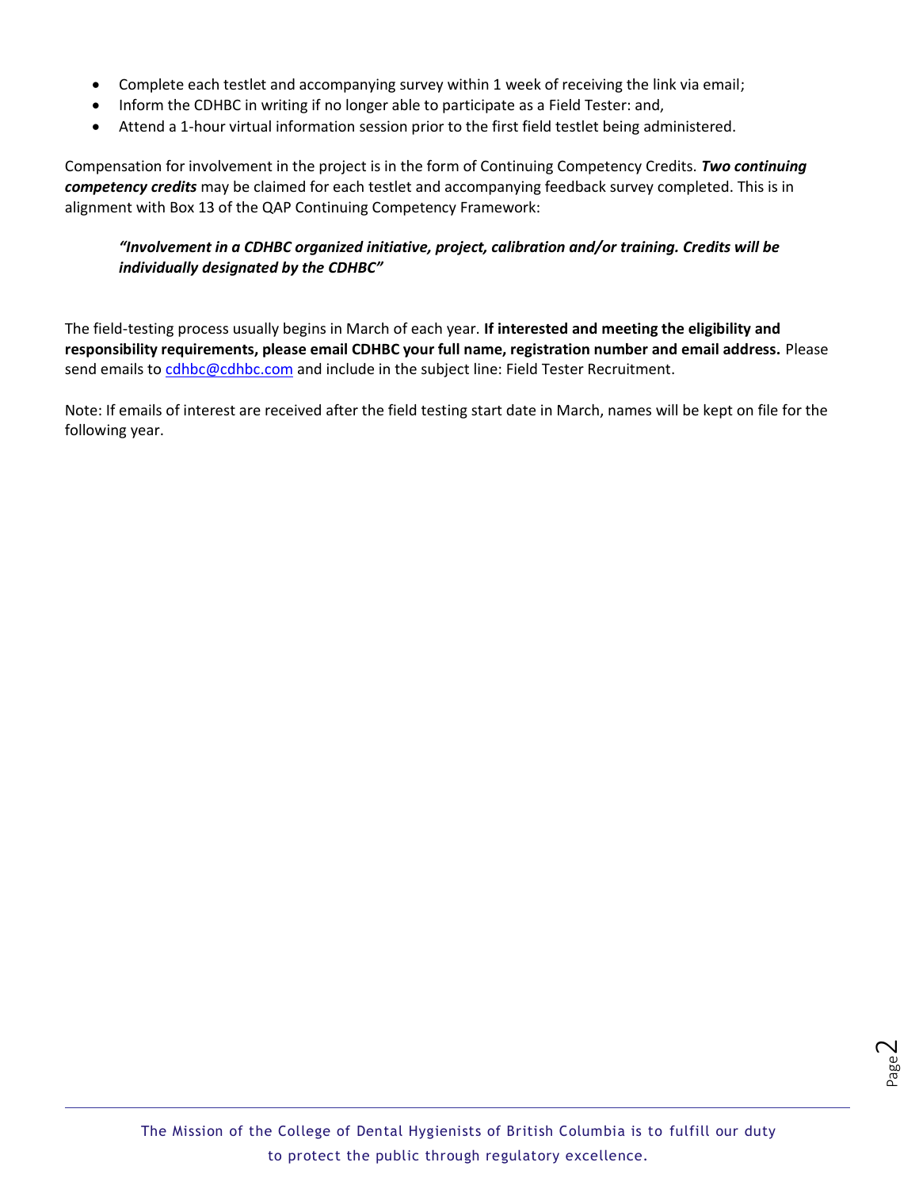- Complete each testlet and accompanying survey within 1 week of receiving the link via email;
- Inform the CDHBC in writing if no longer able to participate as a Field Tester: and,
- Attend a 1-hour virtual information session prior to the first field testlet being administered.

Compensation for involvement in the project is in the form of Continuing Competency Credits. ***Two continuing competency credits*** may be claimed for each testlet and accompanying feedback survey completed. This is in alignment with Box 13 of the QAP Continuing Competency Framework:

> ***"Involvement in a CDHBC organized initiative, project, calibration and/or training. Credits will be individually designated by the CDHBC"***

The field-testing process usually begins in March of each year. **If interested and meeting the eligibility and responsibility requirements, please email CDHBC your full name, registration number and email address.** Please send emails to cdhbc@cdhbc.com and include in the subject line: Field Tester Recruitment.

Note: If emails of interest are received after the field testing start date in March, names will be kept on file for the following year.